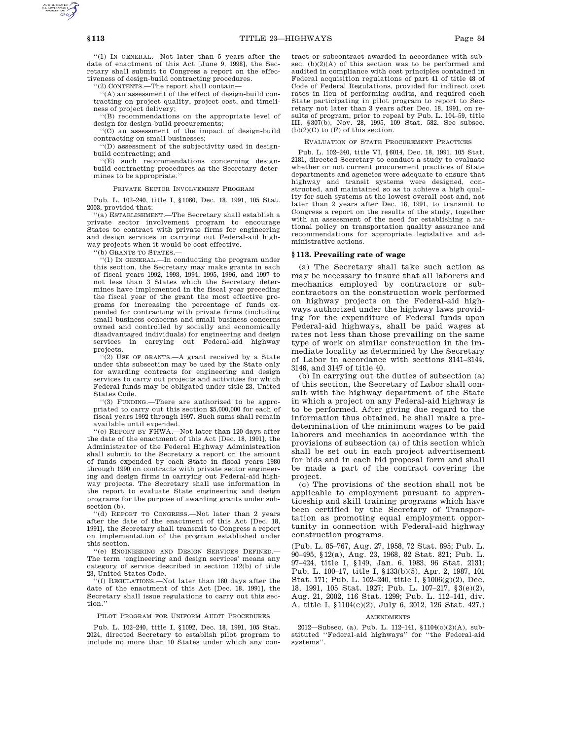"(1) IN GENERAL.—Not later than 5 years after the date of enactment of this Act [June 9, 1998], the Secretary shall submit to Congress a report on the effectiveness of design-build contracting procedures.

"(2) CONTENTS.—The report shall contain—

"(A) an assessment of the effect of design-build contracting on project quality, project cost, and timeliness of project delivery;

"(B) recommendations on the appropriate level of design for design-build procurements;

"(C) an assessment of the impact of design-build contracting on small businesses;

"(D) assessment of the subjectivity used in design-build contracting; and

"(E) such recommendations concerning design-build contracting procedures as the Secretary determines to be appropriate."

PRIVATE SECTOR INVOLVEMENT PROGRAM

Pub. L. 102–240, title I, §1060, Dec. 18, 1991, 105 Stat. 2003, provided that:

"(a) ESTABLISHMENT.—The Secretary shall establish a private sector involvement program to encourage States to contract with private firms for engineering and design services in carrying out Federal-aid highway projects when it would be cost effective.

"(b) GRANTS TO STATES.—

"(1) IN GENERAL.—In conducting the program under this section, the Secretary may make grants in each of fiscal years 1992, 1993, 1994, 1995, 1996, and 1997 to not less than 3 States which the Secretary determines have implemented in the fiscal year preceding the fiscal year of the grant the most effective programs for increasing the percentage of funds expended for contracting with private firms (including small business concerns and small business concerns owned and controlled by socially and economically disadvantaged individuals) for engineering and design services in carrying out Federal-aid highway projects.

"(2) USE OF GRANTS.—A grant received by a State under this subsection may be used by the State only for awarding contracts for engineering and design services to carry out projects and activities for which Federal funds may be obligated under title 23, United States Code.

"(3) FUNDING.—There are authorized to be appropriated to carry out this section $5,000,000 for each of fiscal years 1992 through 1997. Such sums shall remain available until expended.

"(c) REPORT BY FHWA.—Not later than 120 days after the date of the enactment of this Act [Dec. 18, 1991], the Administrator of the Federal Highway Administration shall submit to the Secretary a report on the amount of funds expended by each State in fiscal years 1980 through 1990 on contracts with private sector engineering and design firms in carrying out Federal-aid highway projects. The Secretary shall use information in the report to evaluate State engineering and design programs for the purpose of awarding grants under subsection (b).

"(d) REPORT TO CONGRESS.—Not later than 2 years after the date of the enactment of this Act [Dec. 18, 1991], the Secretary shall transmit to Congress a report on implementation of the program established under this section.

"(e) ENGINEERING AND DESIGN SERVICES DEFINED.—The term 'engineering and design services' means any category of service described in section 112(b) of title 23, United States Code.

"(f) REGULATIONS.—Not later than 180 days after the date of the enactment of this Act [Dec. 18, 1991], the Secretary shall issue regulations to carry out this section."

PILOT PROGRAM FOR UNIFORM AUDIT PROCEDURES

Pub. L. 102–240, title I, §1092, Dec. 18, 1991, 105 Stat. 2024, directed Secretary to establish pilot program to include no more than 10 States under which any contract or subcontract awarded in accordance with subsec. (b)(2)(A) of this section was to be performed and audited in compliance with cost principles contained in Federal acquisition regulations of part 41 of title 48 of Code of Federal Regulations, provided for indirect cost rates in lieu of performing audits, and required each State participating in pilot program to report to Secretary not later than 3 years after Dec. 18, 1991, on results of program, prior to repeal by Pub. L. 104–59, title III, §307(b), Nov. 28, 1995, 109 Stat. 582. See subsec. (b)(2)(C) to (F) of this section.

EVALUATION OF STATE PROCUREMENT PRACTICES

Pub. L. 102–240, title VI, §6014, Dec. 18, 1991, 105 Stat. 2181, directed Secretary to conduct a study to evaluate whether or not current procurement practices of State departments and agencies were adequate to ensure that highway and transit systems were designed, constructed, and maintained so as to achieve a high quality for such systems at the lowest overall cost and, not later than 2 years after Dec. 18, 1991, to transmit to Congress a report on the results of the study, together with an assessment of the need for establishing a national policy on transportation quality assurance and recommendations for appropriate legislative and administrative actions.

## §113. Prevailing rate of wage

(a) The Secretary shall take such action as may be necessary to insure that all laborers and mechanics employed by contractors or subcontractors on the construction work performed on highway projects on the Federal-aid highways authorized under the highway laws providing for the expenditure of Federal funds upon Federal-aid highways, shall be paid wages at rates not less than those prevailing on the same type of work on similar construction in the immediate locality as determined by the Secretary of Labor in accordance with sections 3141–3144, 3146, and 3147 of title 40.

(b) In carrying out the duties of subsection (a) of this section, the Secretary of Labor shall consult with the highway department of the State in which a project on any Federal-aid highway is to be performed. After giving due regard to the information thus obtained, he shall make a predetermination of the minimum wages to be paid laborers and mechanics in accordance with the provisions of subsection (a) of this section which shall be set out in each project advertisement for bids and in each bid proposal form and shall be made a part of the contract covering the project.

(c) The provisions of the section shall not be applicable to employment pursuant to apprenticeship and skill training programs which have been certified by the Secretary of Transportation as promoting equal employment opportunity in connection with Federal-aid highway construction programs.

(Pub. L. 85–767, Aug. 27, 1958, 72 Stat. 895; Pub. L. 90–495, §12(a), Aug. 23, 1968, 82 Stat. 821; Pub. L. 97–424, title I, §149, Jan. 6, 1983, 96 Stat. 2131; Pub. L. 100–17, title I, §133(b)(5), Apr. 2, 1987, 101 Stat. 171; Pub. L. 102–240, title I, §1006(g)(2), Dec. 18, 1991, 105 Stat. 1927; Pub. L. 107–217, §3(e)(2), Aug. 21, 2002, 116 Stat. 1299; Pub. L. 112–141, div. A, title I, §1104(c)(2), July 6, 2012, 126 Stat. 427.)

AMENDMENTS

2012—Subsec. (a). Pub. L. 112–141, §1104(c)(2)(A), substituted "Federal-aid highways" for "the Federal-aid systems".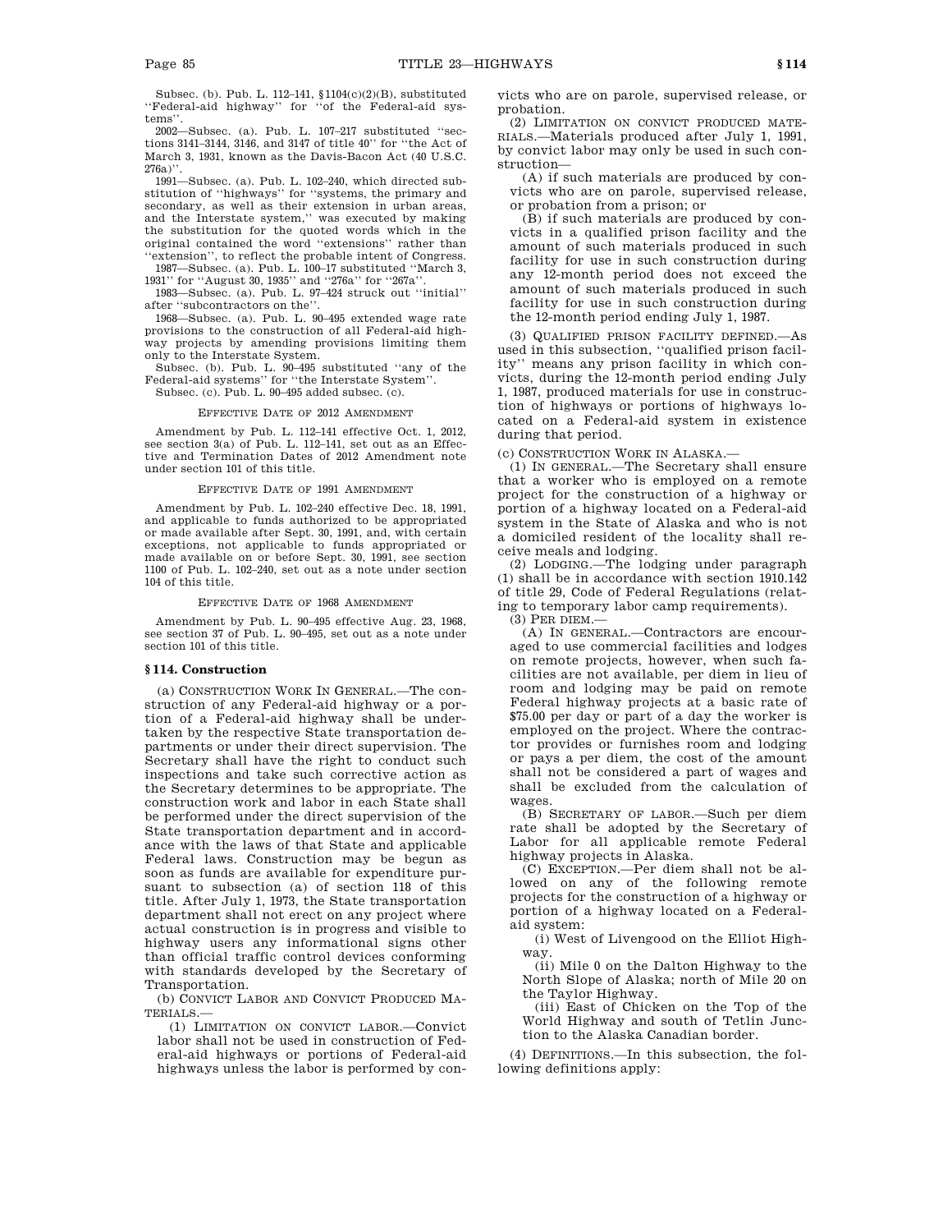Subsec. (b). Pub. L. 112–141, §1104(c)(2)(B), substituted "Federal-aid highway" for "of the Federal-aid systems".

2002—Subsec. (a). Pub. L. 107–217 substituted "sections 3141–3144, 3146, and 3147 of title 40" for "the Act of March 3, 1931, known as the Davis-Bacon Act (40 U.S.C. 276a)".

1991—Subsec. (a). Pub. L. 102–240, which directed substitution of "highways" for "systems, the primary and secondary, as well as their extension in urban areas, and the Interstate system," was executed by making the substitution for the quoted words which in the original contained the word "extensions" rather than "extension", to reflect the probable intent of Congress.

1987—Subsec. (a). Pub. L. 100–17 substituted "March 3, 1931" for "August 30, 1935" and "276a" for "267a".

1983—Subsec. (a). Pub. L. 97–424 struck out "initial" after "subcontractors on the".

1968—Subsec. (a). Pub. L. 90–495 extended wage rate provisions to the construction of all Federal-aid highway projects by amending provisions limiting them only to the Interstate System.

Subsec. (b). Pub. L. 90–495 substituted "any of the Federal-aid systems" for "the Interstate System".

Subsec. (c). Pub. L. 90–495 added subsec. (c).

EFFECTIVE DATE OF 2012 AMENDMENT

Amendment by Pub. L. 112–141 effective Oct. 1, 2012, see section 3(a) of Pub. L. 112–141, set out as an Effective and Termination Dates of 2012 Amendment note under section 101 of this title.

EFFECTIVE DATE OF 1991 AMENDMENT

Amendment by Pub. L. 102–240 effective Dec. 18, 1991, and applicable to funds authorized to be appropriated or made available after Sept. 30, 1991, and, with certain exceptions, not applicable to funds appropriated or made available on or before Sept. 30, 1991, see section 1100 of Pub. L. 102–240, set out as a note under section 104 of this title.

EFFECTIVE DATE OF 1968 AMENDMENT

Amendment by Pub. L. 90–495 effective Aug. 23, 1968, see section 37 of Pub. L. 90–495, set out as a note under section 101 of this title.

## §114. Construction

(a) CONSTRUCTION WORK IN GENERAL.—The construction of any Federal-aid highway or a portion of a Federal-aid highway shall be undertaken by the respective State transportation departments or under their direct supervision. The Secretary shall have the right to conduct such inspections and take such corrective action as the Secretary determines to be appropriate. The construction work and labor in each State shall be performed under the direct supervision of the State transportation department and in accordance with the laws of that State and applicable Federal laws. Construction may be begun as soon as funds are available for expenditure pursuant to subsection (a) of section 118 of this title. After July 1, 1973, the State transportation department shall not erect on any project where actual construction is in progress and visible to highway users any informational signs other than official traffic control devices conforming with standards developed by the Secretary of Transportation.

(b) CONVICT LABOR AND CONVICT PRODUCED MATERIALS.—

(1) LIMITATION ON CONVICT LABOR.—Convict labor shall not be used in construction of Federal-aid highways or portions of Federal-aid highways unless the labor is performed by convicts who are on parole, supervised release, or probation.

(2) LIMITATION ON CONVICT PRODUCED MATERIALS.—Materials produced after July 1, 1991, by convict labor may only be used in such construction—

(A) if such materials are produced by convicts who are on parole, supervised release, or probation from a prison; or

(B) if such materials are produced by convicts in a qualified prison facility and the amount of such materials produced in such facility for use in such construction during any 12-month period does not exceed the amount of such materials produced in such facility for use in such construction during the 12-month period ending July 1, 1987.

(3) QUALIFIED PRISON FACILITY DEFINED.—As used in this subsection, "qualified prison facility" means any prison facility in which convicts, during the 12-month period ending July 1, 1987, produced materials for use in construction of highways or portions of highways located on a Federal-aid system in existence during that period.

(c) CONSTRUCTION WORK IN ALASKA.—

(1) IN GENERAL.—The Secretary shall ensure that a worker who is employed on a remote project for the construction of a highway or portion of a highway located on a Federal-aid system in the State of Alaska and who is not a domiciled resident of the locality shall receive meals and lodging.

(2) LODGING.—The lodging under paragraph (1) shall be in accordance with section 1910.142 of title 29, Code of Federal Regulations (relating to temporary labor camp requirements).

(3) PER DIEM.—

(A) IN GENERAL.—Contractors are encouraged to use commercial facilities and lodges on remote projects, however, when such facilities are not available, per diem in lieu of room and lodging may be paid on remote Federal highway projects at a basic rate of $75.00 per day or part of a day the worker is employed on the project. Where the contractor provides or furnishes room and lodging or pays a per diem, the cost of the amount shall not be considered a part of wages and shall be excluded from the calculation of wages.

(B) SECRETARY OF LABOR.—Such per diem rate shall be adopted by the Secretary of Labor for all applicable remote Federal highway projects in Alaska.

(C) EXCEPTION.—Per diem shall not be allowed on any of the following remote projects for the construction of a highway or portion of a highway located on a Federal-aid system:

(i) West of Livengood on the Elliot Highway.

(ii) Mile 0 on the Dalton Highway to the North Slope of Alaska; north of Mile 20 on the Taylor Highway.

(iii) East of Chicken on the Top of the World Highway and south of Tetlin Junction to the Alaska Canadian border.

(4) DEFINITIONS.—In this subsection, the following definitions apply: